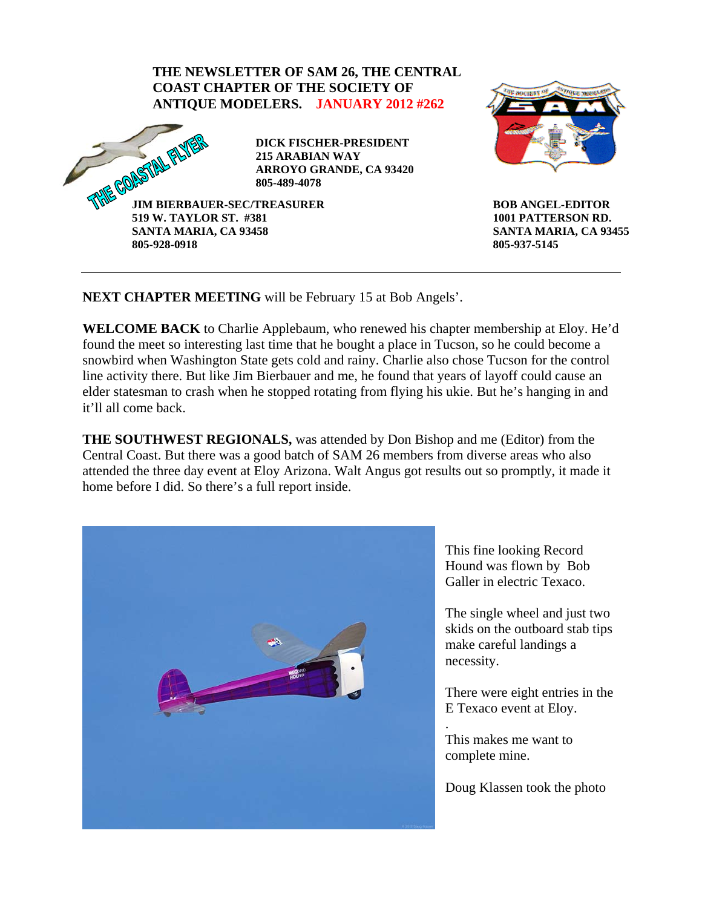**THE NEWSLETTER OF SAM 26, THE CENTRAL COAST CHAPTER OF THE SOCIETY OF ANTIQUE MODELERS. JANUARY 2012 #262**

THE COASTAL FLYER

**DICK FISCHER-PRESIDENT**
**215 ARABIAN WAY**
**ARROYO GRANDE, CA 93420**
**805-489-4078**

**JIM BIERBAUER-SEC/TREASURER**
**519 W. TAYLOR ST. #381**
**SANTA MARIA, CA 93458**
**805-928-0918**

**BOB ANGEL-EDITOR**
**1001 PATTERSON RD.**
**SANTA MARIA, CA 93455**
**805-937-5145**

---

**NEXT CHAPTER MEETING** will be February 15 at Bob Angels'.

**WELCOME BACK** to Charlie Applebaum, who renewed his chapter membership at Eloy. He'd found the meet so interesting last time that he bought a place in Tucson, so he could become a snowbird when Washington State gets cold and rainy. Charlie also chose Tucson for the control line activity there. But like Jim Bierbauer and me, he found that years of layoff could cause an elder statesman to crash when he stopped rotating from flying his ukie. But he's hanging in and it'll all come back.

**THE SOUTHWEST REGIONALS,** was attended by Don Bishop and me (Editor) from the Central Coast. But there was a good batch of SAM 26 members from diverse areas who also attended the three day event at Eloy Arizona. Walt Angus got results out so promptly, it made it home before I did. So there's a full report inside.

This fine looking Record Hound was flown by Bob Galler in electric Texaco.

The single wheel and just two skids on the outboard stab tips make careful landings a necessity.

There were eight entries in the E Texaco event at Eloy.

This makes me want to complete mine.

Doug Klassen took the photo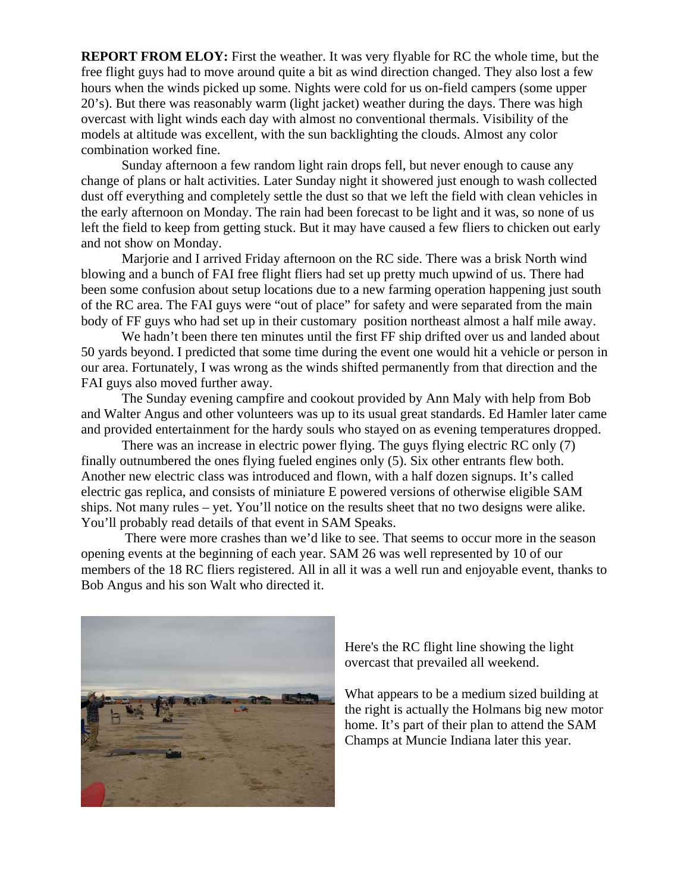**REPORT FROM ELOY:** First the weather. It was very flyable for RC the whole time, but the free flight guys had to move around quite a bit as wind direction changed. They also lost a few hours when the winds picked up some. Nights were cold for us on-field campers (some upper 20's). But there was reasonably warm (light jacket) weather during the days. There was high overcast with light winds each day with almost no conventional thermals. Visibility of the models at altitude was excellent, with the sun backlighting the clouds. Almost any color combination worked fine.

Sunday afternoon a few random light rain drops fell, but never enough to cause any change of plans or halt activities. Later Sunday night it showered just enough to wash collected dust off everything and completely settle the dust so that we left the field with clean vehicles in the early afternoon on Monday. The rain had been forecast to be light and it was, so none of us left the field to keep from getting stuck. But it may have caused a few fliers to chicken out early and not show on Monday.

Marjorie and I arrived Friday afternoon on the RC side. There was a brisk North wind blowing and a bunch of FAI free flight fliers had set up pretty much upwind of us. There had been some confusion about setup locations due to a new farming operation happening just south of the RC area. The FAI guys were "out of place" for safety and were separated from the main body of FF guys who had set up in their customary position northeast almost a half mile away.

We hadn't been there ten minutes until the first FF ship drifted over us and landed about 50 yards beyond. I predicted that some time during the event one would hit a vehicle or person in our area. Fortunately, I was wrong as the winds shifted permanently from that direction and the FAI guys also moved further away.

The Sunday evening campfire and cookout provided by Ann Maly with help from Bob and Walter Angus and other volunteers was up to its usual great standards. Ed Hamler later came and provided entertainment for the hardy souls who stayed on as evening temperatures dropped.

There was an increase in electric power flying. The guys flying electric RC only (7) finally outnumbered the ones flying fueled engines only (5). Six other entrants flew both. Another new electric class was introduced and flown, with a half dozen signups. It's called electric gas replica, and consists of miniature E powered versions of otherwise eligible SAM ships. Not many rules – yet. You'll notice on the results sheet that no two designs were alike. You'll probably read details of that event in SAM Speaks.

There were more crashes than we'd like to see. That seems to occur more in the season opening events at the beginning of each year. SAM 26 was well represented by 10 of our members of the 18 RC fliers registered. All in all it was a well run and enjoyable event, thanks to Bob Angus and his son Walt who directed it.

Here's the RC flight line showing the light overcast that prevailed all weekend.

What appears to be a medium sized building at the right is actually the Holmans big new motor home. It's part of their plan to attend the SAM Champs at Muncie Indiana later this year.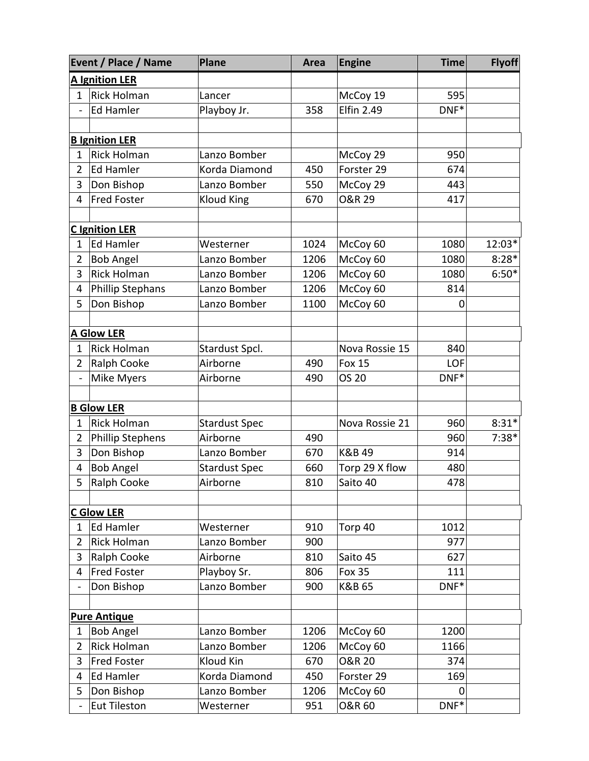| Event / Place / Name | | Plane | Area | Engine | Time | Flyoff |
|---|---|---|---|---|---|---|
| **A Ignition LER** | | | | | | |
| 1 | Rick Holman | Lancer | | McCoy 19 | 595 | |
| - | Ed Hamler | Playboy Jr. | 358 | Elfin 2.49 | DNF* | |
| | | | | | | |
| **B Ignition LER** | | | | | | |
| 1 | Rick Holman | Lanzo Bomber | | McCoy 29 | 950 | |
| 2 | Ed Hamler | Korda Diamond | 450 | Forster 29 | 674 | |
| 3 | Don Bishop | Lanzo Bomber | 550 | McCoy 29 | 443 | |
| 4 | Fred Foster | Kloud King | 670 | O&R 29 | 417 | |
| | | | | | | |
| **C Ignition LER** | | | | | | |
| 1 | Ed Hamler | Westerner | 1024 | McCoy 60 | 1080 | 12:03* |
| 2 | Bob Angel | Lanzo Bomber | 1206 | McCoy 60 | 1080 | 8:28* |
| 3 | Rick Holman | Lanzo Bomber | 1206 | McCoy 60 | 1080 | 6:50* |
| 4 | Phillip Stephans | Lanzo Bomber | 1206 | McCoy 60 | 814 | |
| 5 | Don Bishop | Lanzo Bomber | 1100 | McCoy 60 | 0 | |
| | | | | | | |
| **A Glow LER** | | | | | | |
| 1 | Rick Holman | Stardust Spcl. | | Nova Rossie 15 | 840 | |
| 2 | Ralph Cooke | Airborne | 490 | Fox 15 | LOF | |
| - | Mike Myers | Airborne | 490 | OS 20 | DNF* | |
| | | | | | | |
| **B Glow LER** | | | | | | |
| 1 | Rick Holman | Stardust Spec | | Nova Rossie 21 | 960 | 8:31* |
| 2 | Phillip Stephens | Airborne | 490 | | 960 | 7:38* |
| 3 | Don Bishop | Lanzo Bomber | 670 | K&B 49 | 914 | |
| 4 | Bob Angel | Stardust Spec | 660 | Torp 29 X flow | 480 | |
| 5 | Ralph Cooke | Airborne | 810 | Saito 40 | 478 | |
| | | | | | | |
| **C Glow LER** | | | | | | |
| 1 | Ed Hamler | Westerner | 910 | Torp 40 | 1012 | |
| 2 | Rick Holman | Lanzo Bomber | 900 | | 977 | |
| 3 | Ralph Cooke | Airborne | 810 | Saito 45 | 627 | |
| 4 | Fred Foster | Playboy Sr. | 806 | Fox 35 | 111 | |
| - | Don Bishop | Lanzo Bomber | 900 | K&B 65 | DNF* | |
| | | | | | | |
| **Pure Antique** | | | | | | |
| 1 | Bob Angel | Lanzo Bomber | 1206 | McCoy 60 | 1200 | |
| 2 | Rick Holman | Lanzo Bomber | 1206 | McCoy 60 | 1166 | |
| 3 | Fred Foster | Kloud Kin | 670 | O&R 20 | 374 | |
| 4 | Ed Hamler | Korda Diamond | 450 | Forster 29 | 169 | |
| 5 | Don Bishop | Lanzo Bomber | 1206 | McCoy 60 | 0 | |
| - | Eut Tileston | Westerner | 951 | O&R 60 | DNF* | |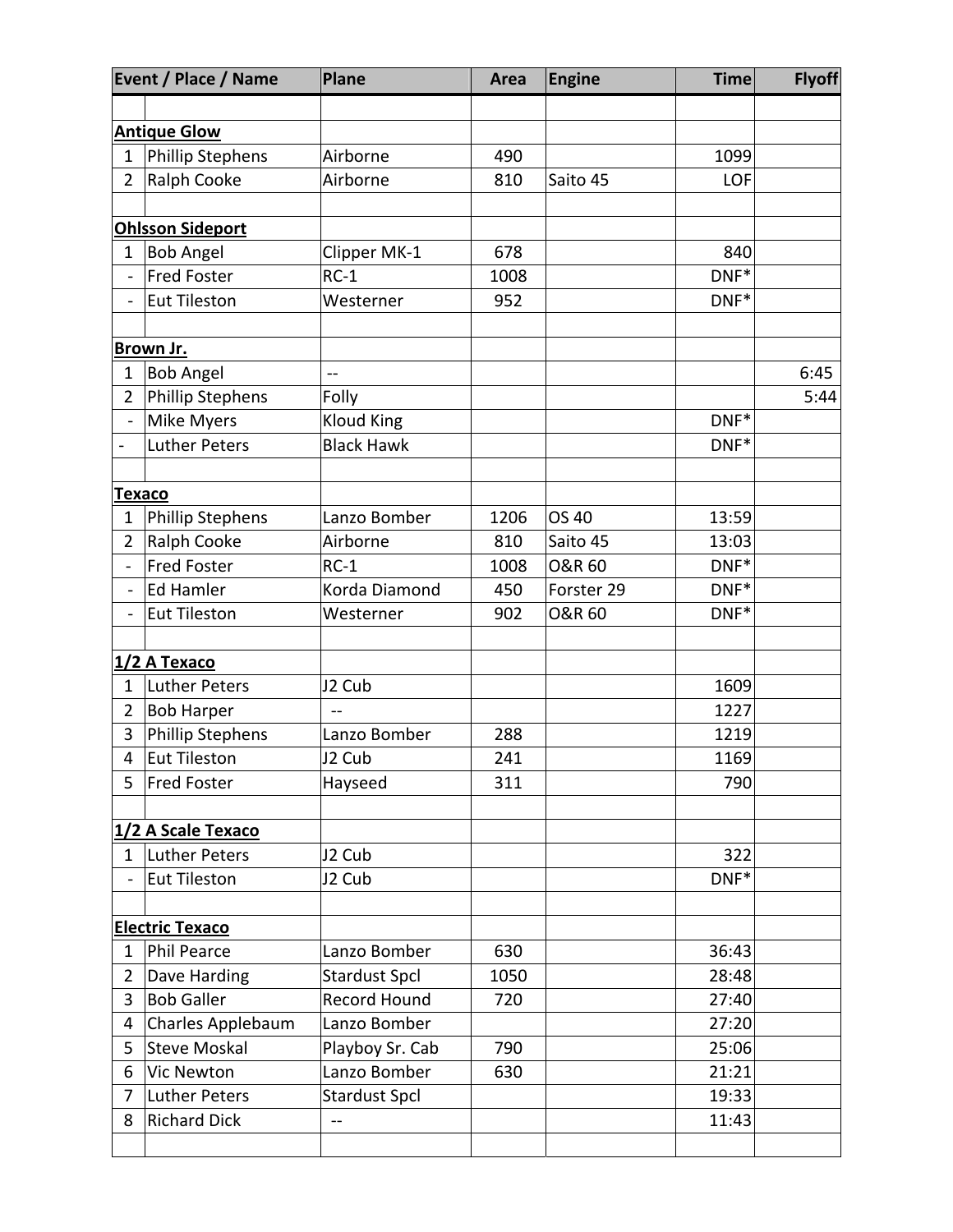| Event / Place / Name | | Plane | Area | Engine | Time | Flyoff |
|---|---|---|---|---|---|---|
| | | | | | | |
| **Antique Glow** | | | | | | |
| 1 | Phillip Stephens | Airborne | 490 | | 1099 | |
| 2 | Ralph Cooke | Airborne | 810 | Saito 45 | LOF | |
| | | | | | | |
| **Ohlsson Sideport** | | | | | | |
| 1 | Bob Angel | Clipper MK-1 | 678 | | 840 | |
| - | Fred Foster | RC-1 | 1008 | | DNF* | |
| - | Eut Tileston | Westerner | 952 | | DNF* | |
| | | | | | | |
| **Brown Jr.** | | | | | | |
| 1 | Bob Angel | -- | | | | 6:45 |
| 2 | Phillip Stephens | Folly | | | | 5:44 |
| - | Mike Myers | Kloud King | | | DNF* | |
| - | Luther Peters | Black Hawk | | | DNF* | |
| | | | | | | |
| **Texaco** | | | | | | |
| 1 | Phillip Stephens | Lanzo Bomber | 1206 | OS 40 | 13:59 | |
| 2 | Ralph Cooke | Airborne | 810 | Saito 45 | 13:03 | |
| - | Fred Foster | RC-1 | 1008 | O&R 60 | DNF* | |
| - | Ed Hamler | Korda Diamond | 450 | Forster 29 | DNF* | |
| - | Eut Tileston | Westerner | 902 | O&R 60 | DNF* | |
| | | | | | | |
| **1/2 A Texaco** | | | | | | |
| 1 | Luther Peters | J2 Cub | | | 1609 | |
| 2 | Bob Harper | -- | | | 1227 | |
| 3 | Phillip Stephens | Lanzo Bomber | 288 | | 1219 | |
| 4 | Eut Tileston | J2 Cub | 241 | | 1169 | |
| 5 | Fred Foster | Hayseed | 311 | | 790 | |
| | | | | | | |
| **1/2 A Scale Texaco** | | | | | | |
| 1 | Luther Peters | J2 Cub | | | 322 | |
| - | Eut Tileston | J2 Cub | | | DNF* | |
| | | | | | | |
| **Electric Texaco** | | | | | | |
| 1 | Phil Pearce | Lanzo Bomber | 630 | | 36:43 | |
| 2 | Dave Harding | Stardust Spcl | 1050 | | 28:48 | |
| 3 | Bob Galler | Record Hound | 720 | | 27:40 | |
| 4 | Charles Applebaum | Lanzo Bomber | | | 27:20 | |
| 5 | Steve Moskal | Playboy Sr. Cab | 790 | | 25:06 | |
| 6 | Vic Newton | Lanzo Bomber | 630 | | 21:21 | |
| 7 | Luther Peters | Stardust Spcl | | | 19:33 | |
| 8 | Richard Dick | -- | | | 11:43 | |
| | | | | | | |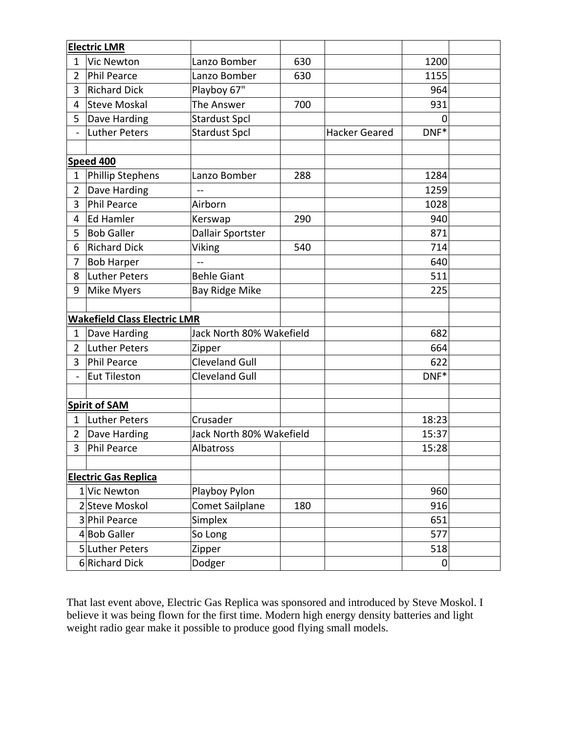| **Electric LMR** | | | | | | |
|---|---|---|---|---|---|---|
| 1 | Vic Newton | Lanzo Bomber | 630 | | 1200 | |
| 2 | Phil Pearce | Lanzo Bomber | 630 | | 1155 | |
| 3 | Richard Dick | Playboy 67" | | | 964 | |
| 4 | Steve Moskal | The Answer | 700 | | 931 | |
| 5 | Dave Harding | Stardust Spcl | | | 0 | |
| - | Luther Peters | Stardust Spcl | | Hacker Geared | DNF* | |
| | | | | | | |
| **Speed 400** | | | | | | |
| 1 | Phillip Stephens | Lanzo Bomber | 288 | | 1284 | |
| 2 | Dave Harding | -- | | | 1259 | |
| 3 | Phil Pearce | Airborn | | | 1028 | |
| 4 | Ed Hamler | Kerswap | 290 | | 940 | |
| 5 | Bob Galler | Dallair Sportster | | | 871 | |
| 6 | Richard Dick | Viking | 540 | | 714 | |
| 7 | Bob Harper | -- | | | 640 | |
| 8 | Luther Peters | Behle Giant | | | 511 | |
| 9 | Mike Myers | Bay Ridge Mike | | | 225 | |
| | | | | | | |
| **Wakefield Class Electric LMR** | | | | | | |
| 1 | Dave Harding | Jack North 80% Wakefield | | | 682 | |
| 2 | Luther Peters | Zipper | | | 664 | |
| 3 | Phil Pearce | Cleveland Gull | | | 622 | |
| - | Eut Tileston | Cleveland Gull | | | DNF* | |
| | | | | | | |
| **Spirit of SAM** | | | | | | |
| 1 | Luther Peters | Crusader | | | 18:23 | |
| 2 | Dave Harding | Jack North 80% Wakefield | | | 15:37 | |
| 3 | Phil Pearce | Albatross | | | 15:28 | |
| | | | | | | |
| **Electric Gas Replica** | | | | | | |
| 1 | Vic Newton | Playboy Pylon | | | 960 | |
| 2 | Steve Moskol | Comet Sailplane | 180 | | 916 | |
| 3 | Phil Pearce | Simplex | | | 651 | |
| 4 | Bob Galler | So Long | | | 577 | |
| 5 | Luther Peters | Zipper | | | 518 | |
| 6 | Richard Dick | Dodger | | | 0 | |

That last event above, Electric Gas Replica was sponsored and introduced by Steve Moskol. I believe it was being flown for the first time. Modern high energy density batteries and light weight radio gear make it possible to produce good flying small models.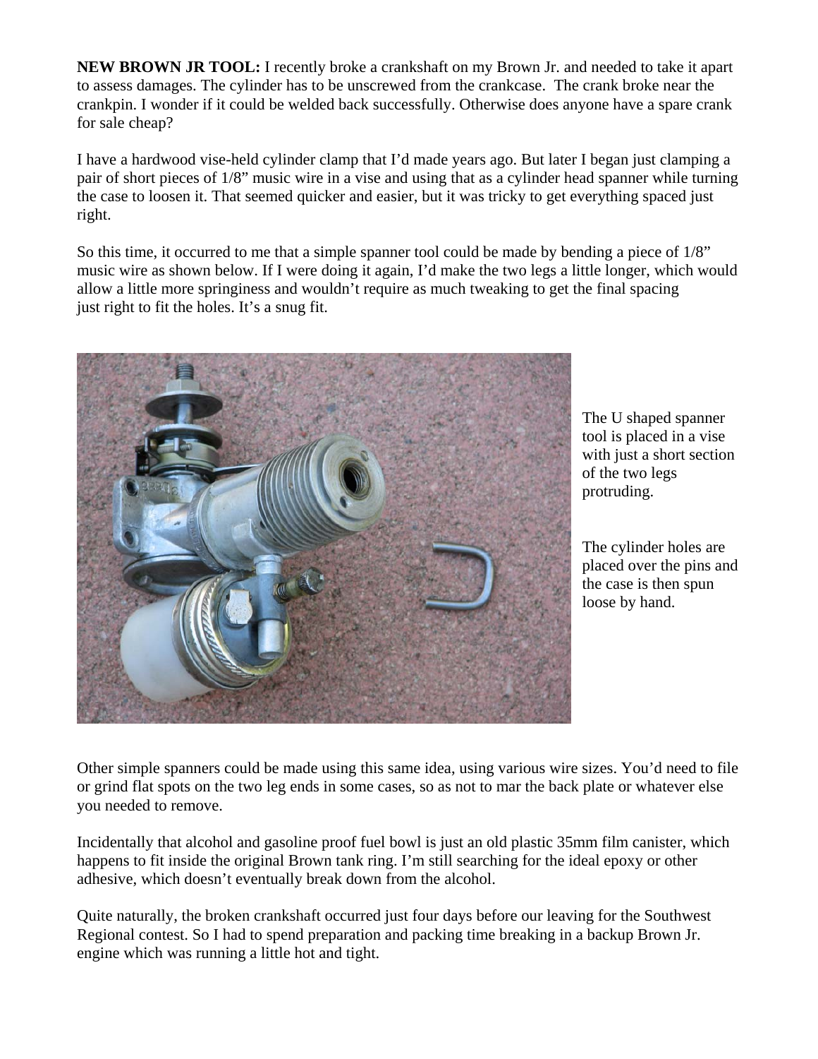**NEW BROWN JR TOOL:** I recently broke a crankshaft on my Brown Jr. and needed to take it apart to assess damages. The cylinder has to be unscrewed from the crankcase. The crank broke near the crankpin. I wonder if it could be welded back successfully. Otherwise does anyone have a spare crank for sale cheap?

I have a hardwood vise-held cylinder clamp that I'd made years ago. But later I began just clamping a pair of short pieces of 1/8" music wire in a vise and using that as a cylinder head spanner while turning the case to loosen it. That seemed quicker and easier, but it was tricky to get everything spaced just right.

So this time, it occurred to me that a simple spanner tool could be made by bending a piece of 1/8" music wire as shown below. If I were doing it again, I'd make the two legs a little longer, which would allow a little more springiness and wouldn't require as much tweaking to get the final spacing just right to fit the holes. It's a snug fit.

The U shaped spanner tool is placed in a vise with just a short section of the two legs protruding.

The cylinder holes are placed over the pins and the case is then spun loose by hand.

Other simple spanners could be made using this same idea, using various wire sizes. You'd need to file or grind flat spots on the two leg ends in some cases, so as not to mar the back plate or whatever else you needed to remove.

Incidentally that alcohol and gasoline proof fuel bowl is just an old plastic 35mm film canister, which happens to fit inside the original Brown tank ring. I'm still searching for the ideal epoxy or other adhesive, which doesn't eventually break down from the alcohol.

Quite naturally, the broken crankshaft occurred just four days before our leaving for the Southwest Regional contest. So I had to spend preparation and packing time breaking in a backup Brown Jr. engine which was running a little hot and tight.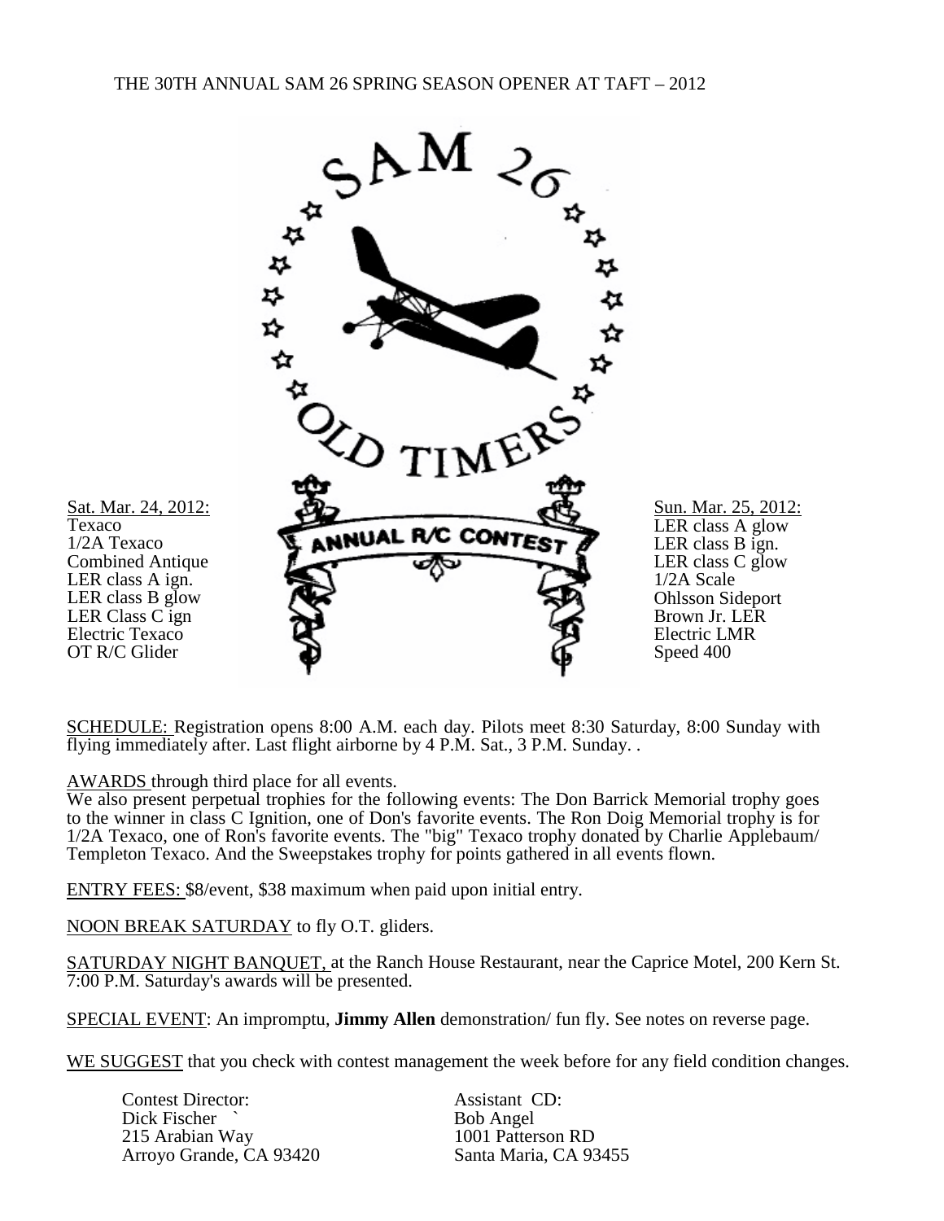# THE 30TH ANNUAL SAM 26 SPRING SEASON OPENER AT TAFT – 2012

SAM 26 OLD TIMERS ANNUAL R/C CONTEST

<u>Sat. Mar. 24, 2012:</u>
Texaco
1/2A Texaco
Combined Antique
LER class A ign.
LER class B glow
LER Class C ign
Electric Texaco
OT R/C Glider

<u>Sun. Mar. 25, 2012:</u>
LER class A glow
LER class B ign.
LER class C glow
1/2A Scale
Ohlsson Sideport
Brown Jr. LER
Electric LMR
Speed 400

<u>SCHEDULE:</u> Registration opens 8:00 A.M. each day. Pilots meet 8:30 Saturday, 8:00 Sunday with flying immediately after. Last flight airborne by 4 P.M. Sat., 3 P.M. Sunday. .

<u>AWARDS</u> through third place for all events.
We also present perpetual trophies for the following events: The Don Barrick Memorial trophy goes to the winner in class C Ignition, one of Don's favorite events. The Ron Doig Memorial trophy is for 1/2A Texaco, one of Ron's favorite events. The "big" Texaco trophy donated by Charlie Applebaum/ Templeton Texaco. And the Sweepstakes trophy for points gathered in all events flown.

<u>ENTRY FEES:</u> $8/event, $38 maximum when paid upon initial entry.

<u>NOON BREAK SATURDAY</u> to fly O.T. gliders.

<u>SATURDAY NIGHT BANQUET,</u> at the Ranch House Restaurant, near the Caprice Motel, 200 Kern St. 7:00 P.M. Saturday's awards will be presented.

<u>SPECIAL EVENT</u>: An impromptu, **Jimmy Allen** demonstration/ fun fly. See notes on reverse page.

<u>WE SUGGEST</u> that you check with contest management the week before for any field condition changes.

Contest Director:
Dick Fischer `
215 Arabian Way
Arroyo Grande, CA 93420

Assistant CD:
Bob Angel
1001 Patterson RD
Santa Maria, CA 93455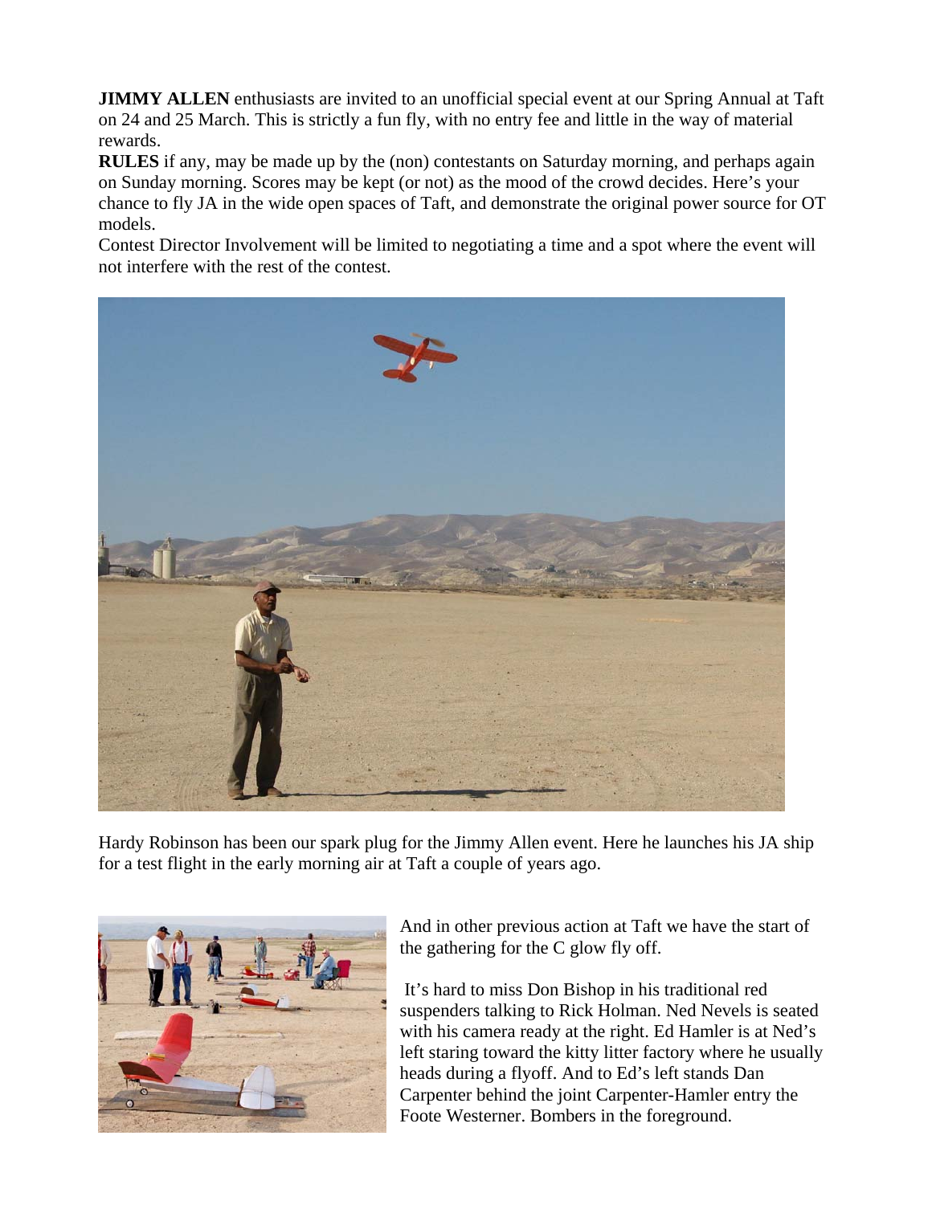**JIMMY ALLEN** enthusiasts are invited to an unofficial special event at our Spring Annual at Taft on 24 and 25 March. This is strictly a fun fly, with no entry fee and little in the way of material rewards.

**RULES** if any, may be made up by the (non) contestants on Saturday morning, and perhaps again on Sunday morning. Scores may be kept (or not) as the mood of the crowd decides. Here's your chance to fly JA in the wide open spaces of Taft, and demonstrate the original power source for OT models.

Contest Director Involvement will be limited to negotiating a time and a spot where the event will not interfere with the rest of the contest.

Hardy Robinson has been our spark plug for the Jimmy Allen event. Here he launches his JA ship for a test flight in the early morning air at Taft a couple of years ago.

And in other previous action at Taft we have the start of the gathering for the C glow fly off.

It's hard to miss Don Bishop in his traditional red suspenders talking to Rick Holman. Ned Nevels is seated with his camera ready at the right. Ed Hamler is at Ned's left staring toward the kitty litter factory where he usually heads during a flyoff. And to Ed's left stands Dan Carpenter behind the joint Carpenter-Hamler entry the Foote Westerner. Bombers in the foreground.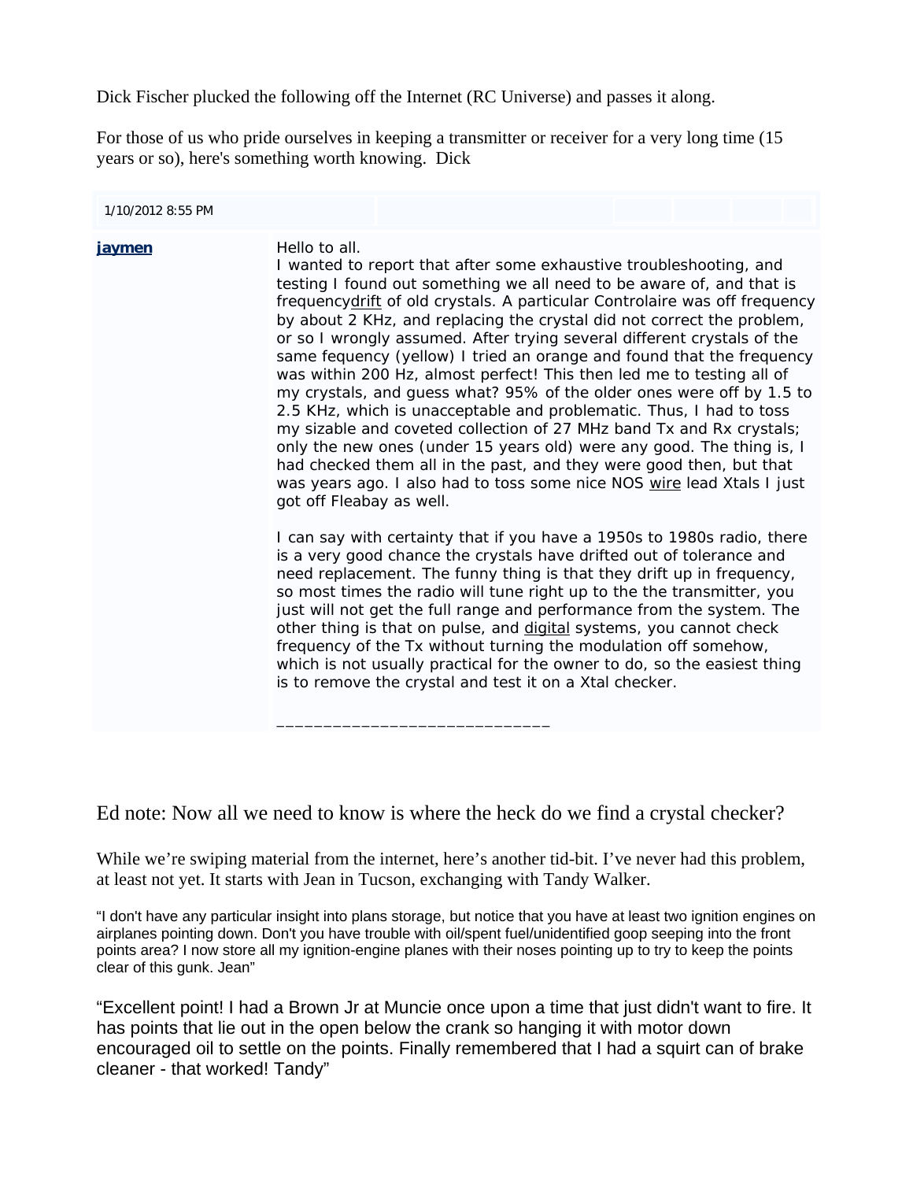Dick Fischer plucked the following off the Internet (RC Universe) and passes it along.

For those of us who pride ourselves in keeping a transmitter or receiver for a very long time (15 years or so), here's something worth knowing. Dick

1/10/2012 8:55 PM

**jaymen**

Hello to all.
I wanted to report that after some exhaustive troubleshooting, and testing I found out something we all need to be aware of, and that is frequencydrift of old crystals. A particular Controlaire was off frequency by about 2 KHz, and replacing the crystal did not correct the problem, or so I wrongly assumed. After trying several different crystals of the same fequency (yellow) I tried an orange and found that the frequency was within 200 Hz, almost perfect! This then led me to testing all of my crystals, and guess what? 95% of the older ones were off by 1.5 to 2.5 KHz, which is unacceptable and problematic. Thus, I had to toss my sizable and coveted collection of 27 MHz band Tx and Rx crystals; only the new ones (under 15 years old) were any good. The thing is, I had checked them all in the past, and they were good then, but that was years ago. I also had to toss some nice NOS wire lead Xtals I just got off Fleabay as well.

I can say with certainty that if you have a 1950s to 1980s radio, there is a very good chance the crystals have drifted out of tolerance and need replacement. The funny thing is that they drift up in frequency, so most times the radio will tune right up to the the transmitter, you just will not get the full range and performance from the system. The other thing is that on pulse, and digital systems, you cannot check frequency of the Tx without turning the modulation off somehow, which is not usually practical for the owner to do, so the easiest thing is to remove the crystal and test it on a Xtal checker.

\_\_\_\_\_\_\_\_\_\_\_\_\_\_\_\_\_\_\_\_\_\_\_\_\_\_\_\_\_\_

Ed note: Now all we need to know is where the heck do we find a crystal checker?

While we're swiping material from the internet, here's another tid-bit. I've never had this problem, at least not yet. It starts with Jean in Tucson, exchanging with Tandy Walker.

"I don't have any particular insight into plans storage, but notice that you have at least two ignition engines on airplanes pointing down. Don't you have trouble with oil/spent fuel/unidentified goop seeping into the front points area? I now store all my ignition-engine planes with their noses pointing up to try to keep the points clear of this gunk. Jean"

"Excellent point! I had a Brown Jr at Muncie once upon a time that just didn't want to fire. It has points that lie out in the open below the crank so hanging it with motor down encouraged oil to settle on the points. Finally remembered that I had a squirt can of brake cleaner - that worked! Tandy"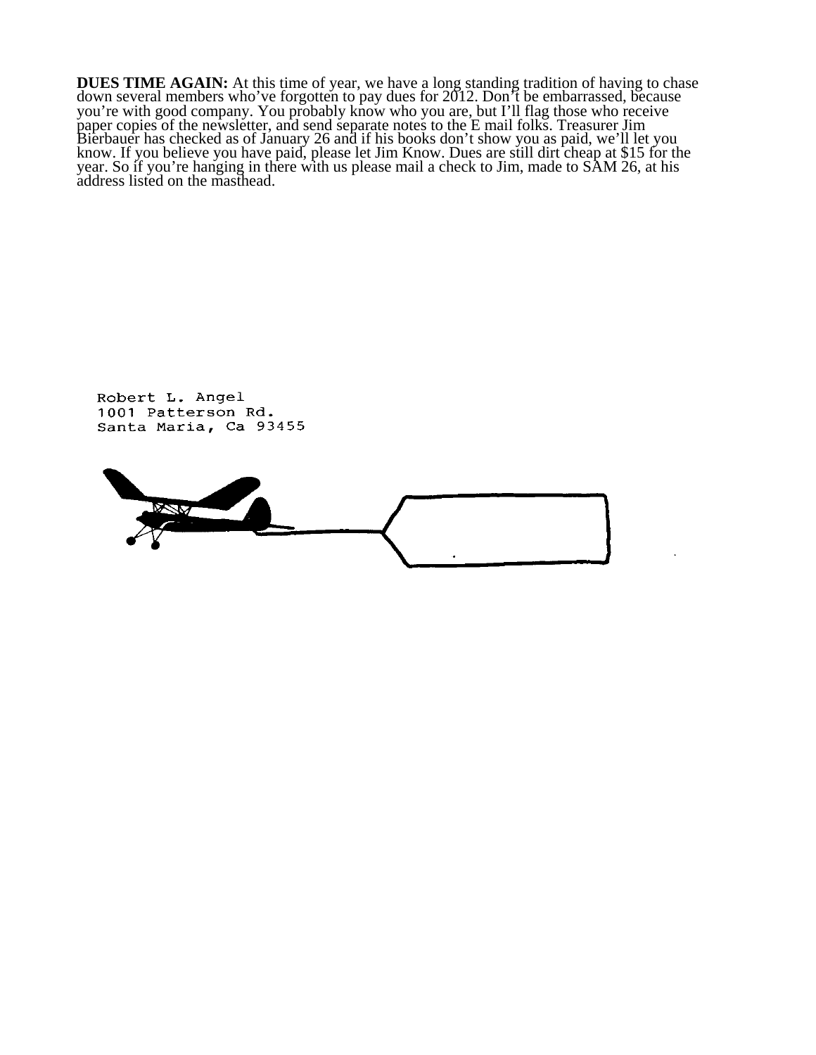**DUES TIME AGAIN:** At this time of year, we have a long standing tradition of having to chase down several members who've forgotten to pay dues for 2012. Don't be embarrassed, because you're with good company. You probably know who you are, but I'll flag those who receive paper copies of the newsletter, and send separate notes to the E mail folks. Treasurer Jim Bierbauer has checked as of January 26 and if his books don't show you as paid, we'll let you know. If you believe you have paid, please let Jim Know. Dues are still dirt cheap at $15 for the year. So if you're hanging in there with us please mail a check to Jim, made to SAM 26, at his address listed on the masthead.

Robert L. Angel
1001 Patterson Rd.
Santa Maria, Ca 93455